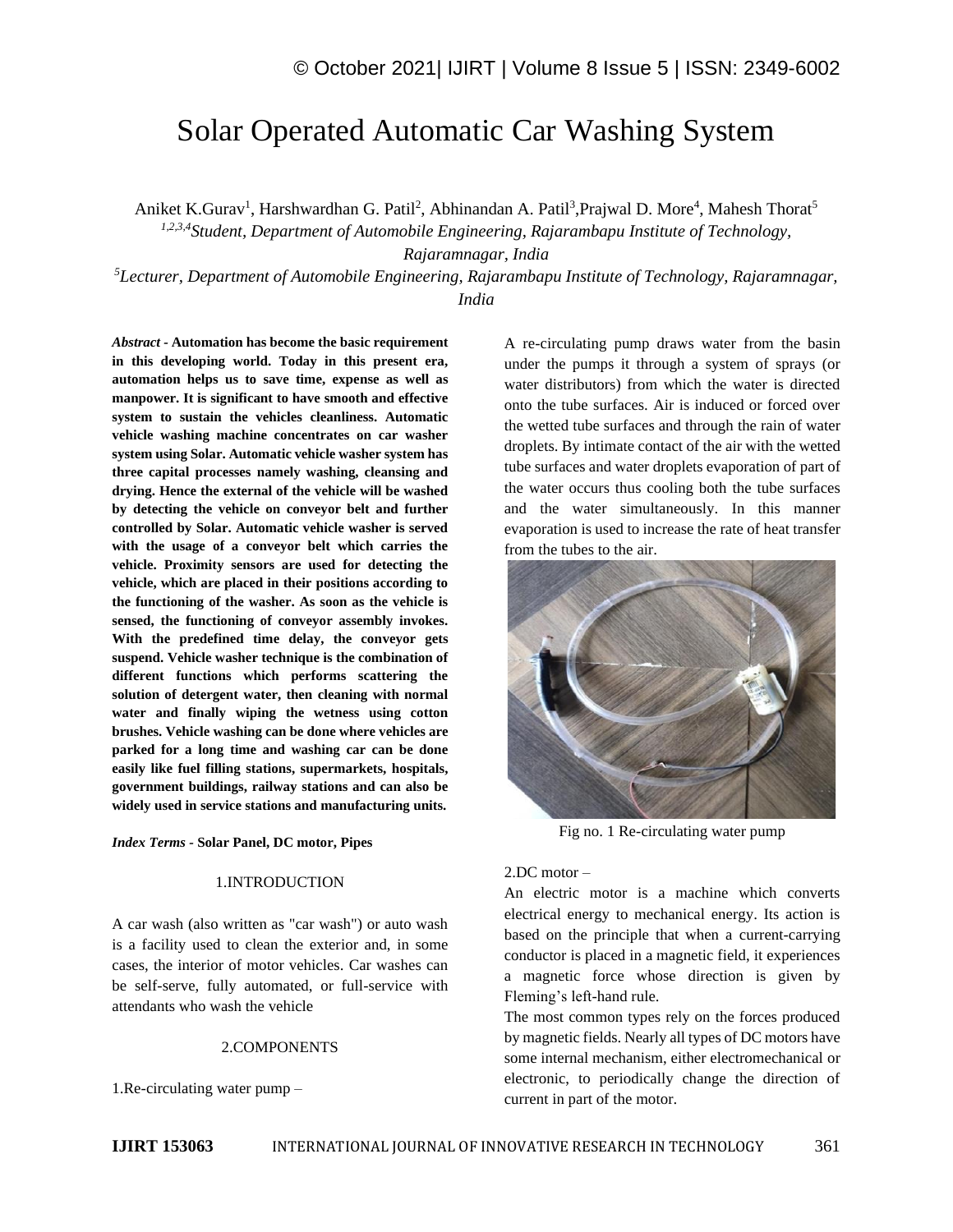# Solar Operated Automatic Car Washing System

Aniket K.Gurav[1], Harshwardhan G. Patil[2], Abhinandan A. Patil[3], Prajwal D. More[4], Mahesh Thorat[5]

[1,2,3,4]*Student, Department of Automobile Engineering, Rajarambapu Institute of Technology, Rajaramnagar, India*

[5]*Lecturer, Department of Automobile Engineering, Rajarambapu Institute of Technology, Rajaramnagar, India*

***Abstract* - Automation has become the basic requirement in this developing world. Today in this present era, automation helps us to save time, expense as well as manpower. It is significant to have smooth and effective system to sustain the vehicles cleanliness. Automatic vehicle washing machine concentrates on car washer system using Solar. Automatic vehicle washer system has three capital processes namely washing, cleansing and drying. Hence the external of the vehicle will be washed by detecting the vehicle on conveyor belt and further controlled by Solar. Automatic vehicle washer is served with the usage of a conveyor belt which carries the vehicle. Proximity sensors are used for detecting the vehicle, which are placed in their positions according to the functioning of the washer. As soon as the vehicle is sensed, the functioning of conveyor assembly invokes. With the predefined time delay, the conveyor gets suspend. Vehicle washer technique is the combination of different functions which performs scattering the solution of detergent water, then cleaning with normal water and finally wiping the wetness using cotton brushes. Vehicle washing can be done where vehicles are parked for a long time and washing car can be done easily like fuel filling stations, supermarkets, hospitals, government buildings, railway stations and can also be widely used in service stations and manufacturing units.**

***Index Terms* - Solar Panel, DC motor, Pipes**

## 1.INTRODUCTION

A car wash (also written as "car wash") or auto wash is a facility used to clean the exterior and, in some cases, the interior of motor vehicles. Car washes can be self-serve, fully automated, or full-service with attendants who wash the vehicle

## 2.COMPONENTS

1.Re-circulating water pump –

A re-circulating pump draws water from the basin under the pumps it through a system of sprays (or water distributors) from which the water is directed onto the tube surfaces. Air is induced or forced over the wetted tube surfaces and through the rain of water droplets. By intimate contact of the air with the wetted tube surfaces and water droplets evaporation of part of the water occurs thus cooling both the tube surfaces and the water simultaneously. In this manner evaporation is used to increase the rate of heat transfer from the tubes to the air.

Fig no. 1 Re-circulating water pump

2.DC motor –

An electric motor is a machine which converts electrical energy to mechanical energy. Its action is based on the principle that when a current-carrying conductor is placed in a magnetic field, it experiences a magnetic force whose direction is given by Fleming's left-hand rule.

The most common types rely on the forces produced by magnetic fields. Nearly all types of DC motors have some internal mechanism, either electromechanical or electronic, to periodically change the direction of current in part of the motor.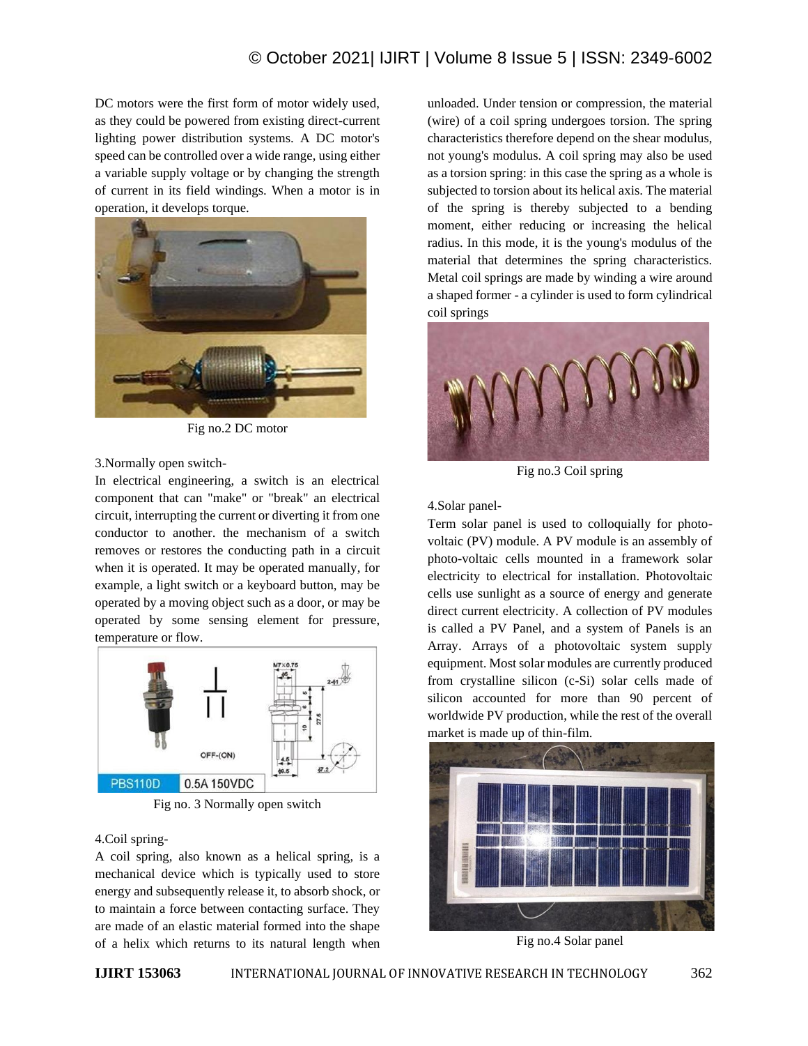DC motors were the first form of motor widely used, as they could be powered from existing direct-current lighting power distribution systems. A DC motor's speed can be controlled over a wide range, using either a variable supply voltage or by changing the strength of current in its field windings. When a motor is in operation, it develops torque.

Fig no.2 DC motor

3.Normally open switch-

In electrical engineering, a switch is an electrical component that can "make" or "break" an electrical circuit, interrupting the current or diverting it from one conductor to another. the mechanism of a switch removes or restores the conducting path in a circuit when it is operated. It may be operated manually, for example, a light switch or a keyboard button, may be operated by a moving object such as a door, or may be operated by some sensing element for pressure, temperature or flow.

Fig no. 3 Normally open switch

4.Coil spring-

A coil spring, also known as a helical spring, is a mechanical device which is typically used to store energy and subsequently release it, to absorb shock, or to maintain a force between contacting surface. They are made of an elastic material formed into the shape of a helix which returns to its natural length when unloaded. Under tension or compression, the material (wire) of a coil spring undergoes torsion. The spring characteristics therefore depend on the shear modulus, not young's modulus. A coil spring may also be used as a torsion spring: in this case the spring as a whole is subjected to torsion about its helical axis. The material of the spring is thereby subjected to a bending moment, either reducing or increasing the helical radius. In this mode, it is the young's modulus of the material that determines the spring characteristics. Metal coil springs are made by winding a wire around a shaped former - a cylinder is used to form cylindrical coil springs

Fig no.3 Coil spring

4.Solar panel-

Term solar panel is used to colloquially for photo-voltaic (PV) module. A PV module is an assembly of photo-voltaic cells mounted in a framework solar electricity to electrical for installation. Photovoltaic cells use sunlight as a source of energy and generate direct current electricity. A collection of PV modules is called a PV Panel, and a system of Panels is an Array. Arrays of a photovoltaic system supply equipment. Most solar modules are currently produced from crystalline silicon (c-Si) solar cells made of silicon accounted for more than 90 percent of worldwide PV production, while the rest of the overall market is made up of thin-film.

Fig no.4 Solar panel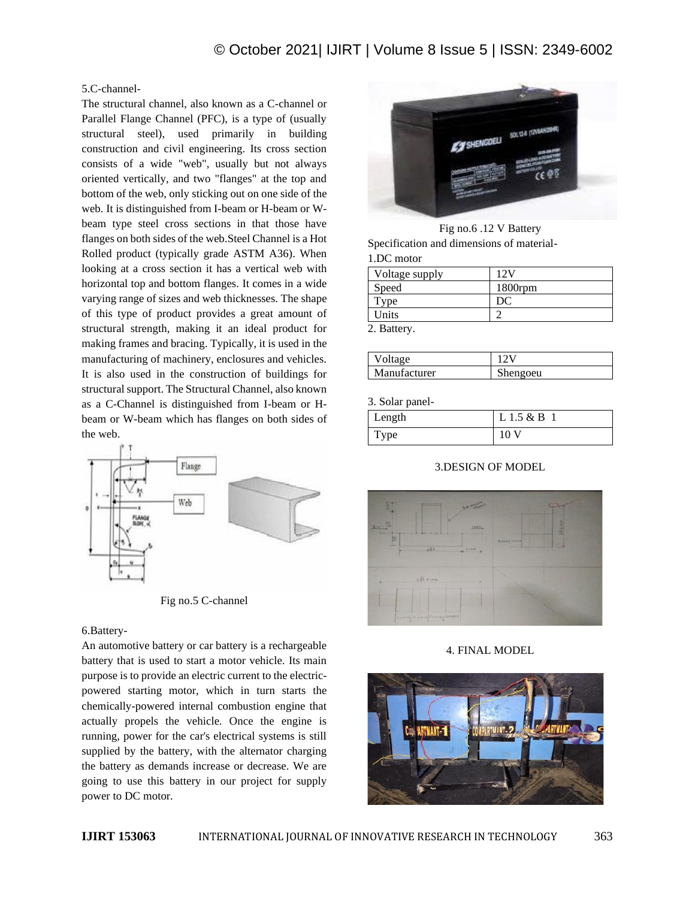5.C-channel-

The structural channel, also known as a C-channel or Parallel Flange Channel (PFC), is a type of (usually structural steel), used primarily in building construction and civil engineering. Its cross section consists of a wide "web", usually but not always oriented vertically, and two "flanges" at the top and bottom of the web, only sticking out on one side of the web. It is distinguished from I-beam or H-beam or W-beam type steel cross sections in that those have flanges on both sides of the web.Steel Channel is a Hot Rolled product (typically grade ASTM A36). When looking at a cross section it has a vertical web with horizontal top and bottom flanges. It comes in a wide varying range of sizes and web thicknesses. The shape of this type of product provides a great amount of structural strength, making it an ideal product for making frames and bracing. Typically, it is used in the manufacturing of machinery, enclosures and vehicles. It is also used in the construction of buildings for structural support. The Structural Channel, also known as a C-Channel is distinguished from I-beam or H-beam or W-beam which has flanges on both sides of the web.

Fig no.5 C-channel

6.Battery-

An automotive battery or car battery is a rechargeable battery that is used to start a motor vehicle. Its main purpose is to provide an electric current to the electric-powered starting motor, which in turn starts the chemically-powered internal combustion engine that actually propels the vehicle. Once the engine is running, power for the car's electrical systems is still supplied by the battery, with the alternator charging the battery as demands increase or decrease. We are going to use this battery in our project for supply power to DC motor.

Fig no.6 .12 V Battery

Specification and dimensions of material-

1.DC motor

| Voltage supply | 12V |
| --- | --- |
| Speed | 1800rpm |
| Type | DC |
| Units | 2 |

2. Battery.

| Voltage | 12V |
| --- | --- |
| Manufacturer | Shengoeu |

3. Solar panel-

| Length | L 1.5 & B 1 |
| --- | --- |
| Type | 10 V |

## 3.DESIGN OF MODEL

## 4. FINAL MODEL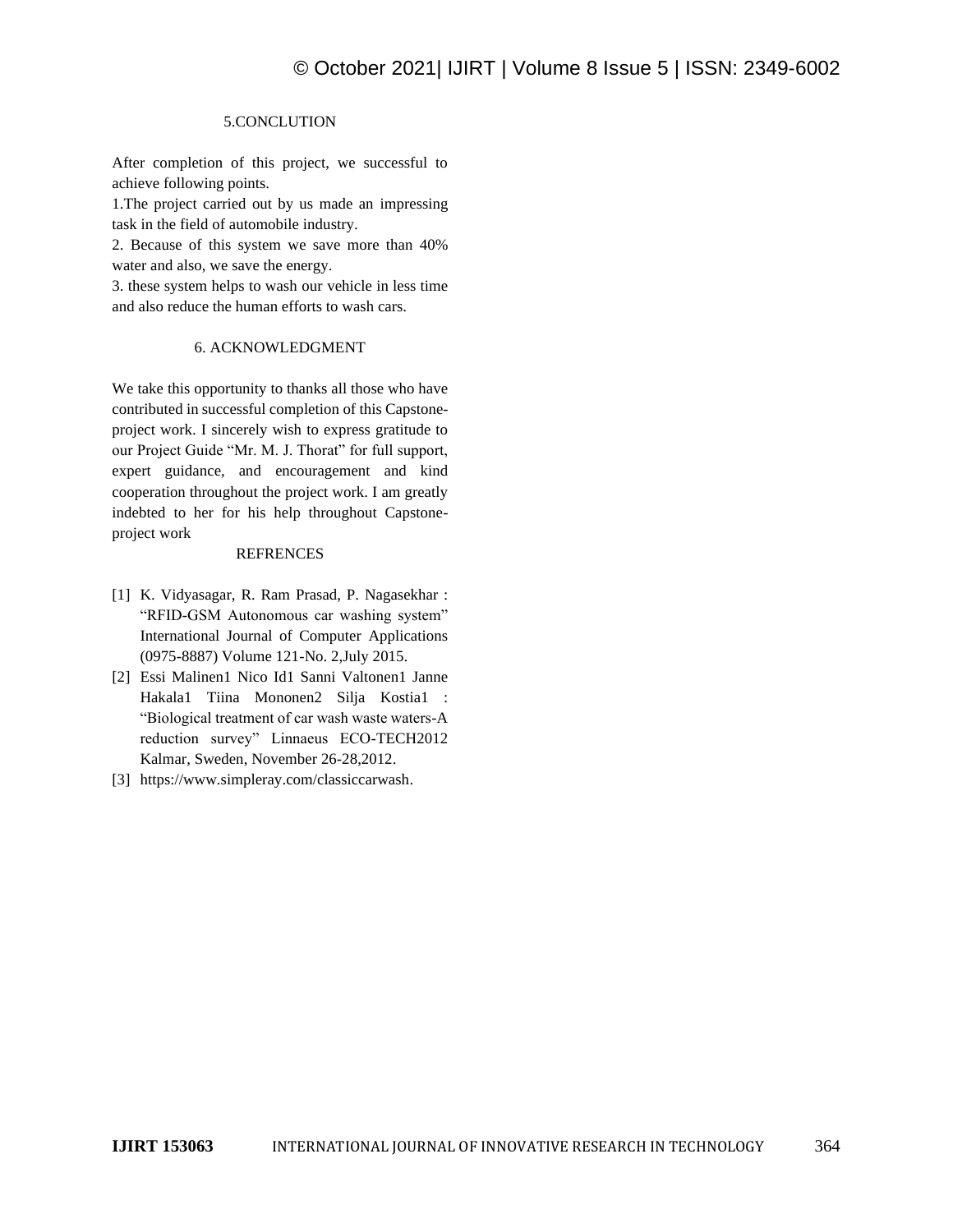## 5.CONCLUTION

After completion of this project, we successful to achieve following points.

1.The project carried out by us made an impressing task in the field of automobile industry.

2. Because of this system we save more than 40% water and also, we save the energy.

3. these system helps to wash our vehicle in less time and also reduce the human efforts to wash cars.

## 6. ACKNOWLEDGMENT

We take this opportunity to thanks all those who have contributed in successful completion of this Capstone-project work. I sincerely wish to express gratitude to our Project Guide "Mr. M. J. Thorat" for full support, expert guidance, and encouragement and kind cooperation throughout the project work. I am greatly indebted to her for his help throughout Capstone-project work

## REFRENCES

[1] K. Vidyasagar, R. Ram Prasad, P. Nagasekhar : "RFID-GSM Autonomous car washing system" International Journal of Computer Applications (0975-8887) Volume 121-No. 2,July 2015.

[2] Essi Malinen1 Nico Id1 Sanni Valtonen1 Janne Hakala1 Tiina Mononen2 Silja Kostia1 : "Biological treatment of car wash waste waters-A reduction survey" Linnaeus ECO-TECH2012 Kalmar, Sweden, November 26-28,2012.

[3] https://www.simpleray.com/classiccarwash.